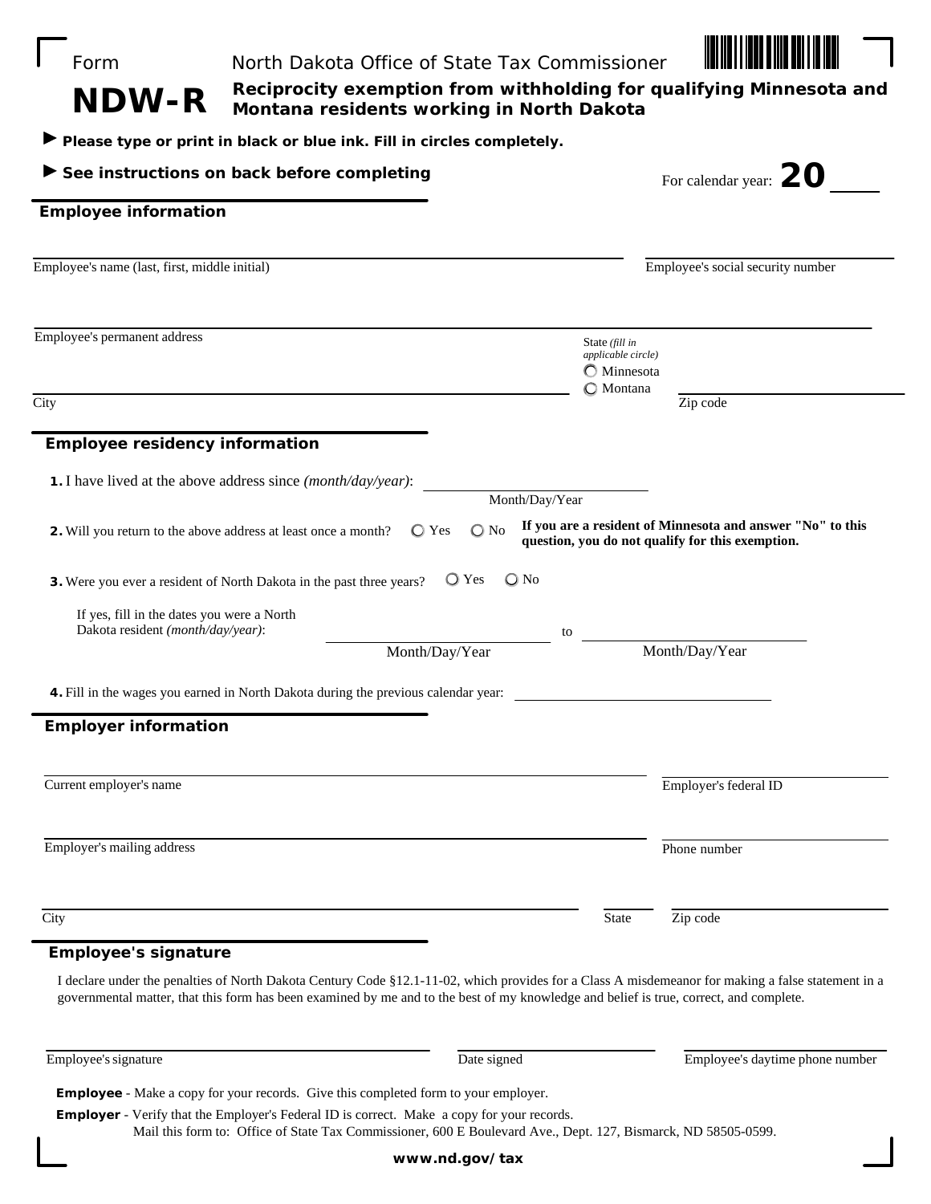Form **NDW-R**

North Dakota Office of State Tax Commissioner

# Reciprocity exemption from withholding for qualifying Minnesota and Montana residents working in North Dakota

► **Please type or print in black or blue ink. Fill in circles completely.**

► **See instructions on back before completing**

For calendar year: **20** ____

## Employee information

Employee's name (last, first, middle initial) ____________________

Employee's social security number ____________________

Employee's permanent address ____________________

State *(fill in applicable circle)*
○ Minnesota
○ Montana

City ____________________

Zip code ____________________

## Employee residency information

**1.** I have lived at the above address since *(month/day/year)*: ____________________ Month/Day/Year

**2.** Will you return to the above address at least once a month? ○ Yes ○ No **If you are a resident of Minnesota and answer "No" to this question, you do not qualify for this exemption.**

**3.** Were you ever a resident of North Dakota in the past three years? ○ Yes ○ No

If yes, fill in the dates you were a North Dakota resident *(month/day/year)*: ____________________ Month/Day/Year to ____________________ Month/Day/Year

**4.** Fill in the wages you earned in North Dakota during the previous calendar year: ____________________

## Employer information

Current employer's name ____________________

Employer's federal ID ____________________

Employer's mailing address ____________________

Phone number ____________________

City ____________________

State ____________________

Zip code ____________________

## Employee's signature

I declare under the penalties of North Dakota Century Code §12.1-11-02, which provides for a Class A misdemeanor for making a false statement in a governmental matter, that this form has been examined by me and to the best of my knowledge and belief is true, correct, and complete.

Employee's signature ____________________

Date signed ____________________

Employee's daytime phone number ____________________

**Employee** - Make a copy for your records. Give this completed form to your employer.

**Employer** - Verify that the Employer's Federal ID is correct. Make a copy for your records.
Mail this form to: Office of State Tax Commissioner, 600 E Boulevard Ave., Dept. 127, Bismarck, ND 58505-0599.

**www.nd.gov/tax**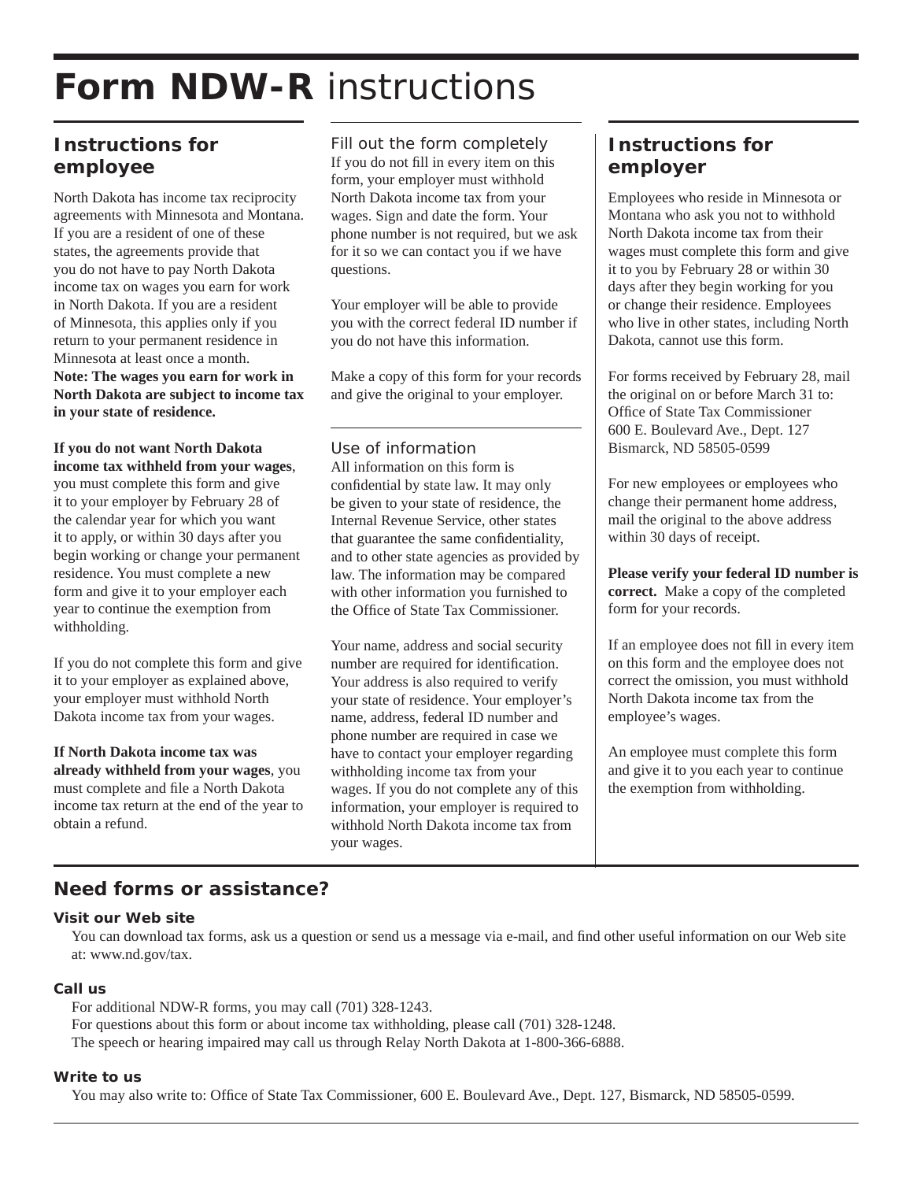# **Form NDW-R** instructions

## Instructions for employee

North Dakota has income tax reciprocity agreements with Minnesota and Montana. If you are a resident of one of these states, the agreements provide that you do not have to pay North Dakota income tax on wages you earn for work in North Dakota. If you are a resident of Minnesota, this applies only if you return to your permanent residence in Minnesota at least once a month. **Note: The wages you earn for work in North Dakota are subject to income tax in your state of residence.**

**If you do not want North Dakota income tax withheld from your wages**, you must complete this form and give it to your employer by February 28 of the calendar year for which you want it to apply, or within 30 days after you begin working or change your permanent residence. You must complete a new form and give it to your employer each year to continue the exemption from withholding.

If you do not complete this form and give it to your employer as explained above, your employer must withhold North Dakota income tax from your wages.

**If North Dakota income tax was already withheld from your wages**, you must complete and file a North Dakota income tax return at the end of the year to obtain a refund.

### Fill out the form completely

If you do not fill in every item on this form, your employer must withhold North Dakota income tax from your wages. Sign and date the form. Your phone number is not required, but we ask for it so we can contact you if we have questions.

Your employer will be able to provide you with the correct federal ID number if you do not have this information.

Make a copy of this form for your records and give the original to your employer.

### Use of information

All information on this form is confidential by state law. It may only be given to your state of residence, the Internal Revenue Service, other states that guarantee the same confidentiality, and to other state agencies as provided by law. The information may be compared with other information you furnished to the Office of State Tax Commissioner.

Your name, address and social security number are required for identification. Your address is also required to verify your state of residence. Your employer's name, address, federal ID number and phone number are required in case we have to contact your employer regarding withholding income tax from your wages. If you do not complete any of this information, your employer is required to withhold North Dakota income tax from your wages.

## Instructions for employer

Employees who reside in Minnesota or Montana who ask you not to withhold North Dakota income tax from their wages must complete this form and give it to you by February 28 or within 30 days after they begin working for you or change their residence. Employees who live in other states, including North Dakota, cannot use this form.

For forms received by February 28, mail the original on or before March 31 to:
Office of State Tax Commissioner
600 E. Boulevard Ave., Dept. 127
Bismarck, ND 58505-0599

For new employees or employees who change their permanent home address, mail the original to the above address within 30 days of receipt.

**Please verify your federal ID number is correct.** Make a copy of the completed form for your records.

If an employee does not fill in every item on this form and the employee does not correct the omission, you must withhold North Dakota income tax from the employee's wages.

An employee must complete this form and give it to you each year to continue the exemption from withholding.

## Need forms or assistance?

### Visit our Web site

You can download tax forms, ask us a question or send us a message via e-mail, and find other useful information on our Web site at: www.nd.gov/tax.

### Call us

For additional NDW-R forms, you may call (701) 328-1243.
For questions about this form or about income tax withholding, please call (701) 328-1248.
The speech or hearing impaired may call us through Relay North Dakota at 1-800-366-6888.

### Write to us

You may also write to: Office of State Tax Commissioner, 600 E. Boulevard Ave., Dept. 127, Bismarck, ND 58505-0599.